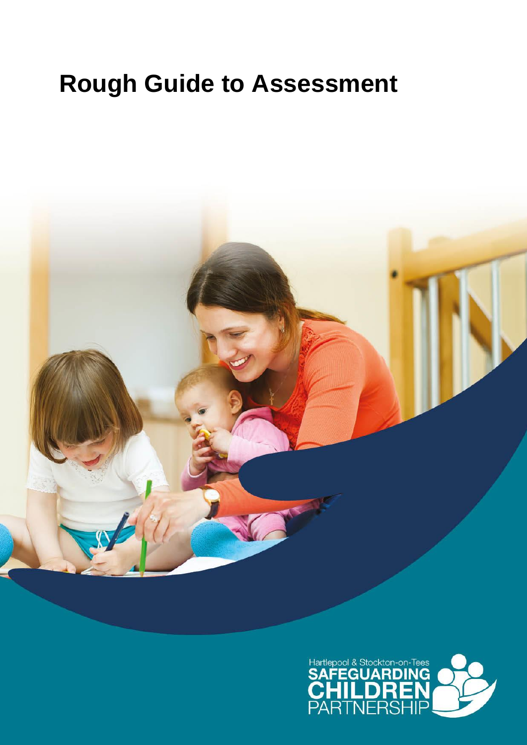# Rough Guide to Assessment

Hartlepool & Stockton-on-Tees
SAFEGUARDING
CHILDREN
PARTNERSHIP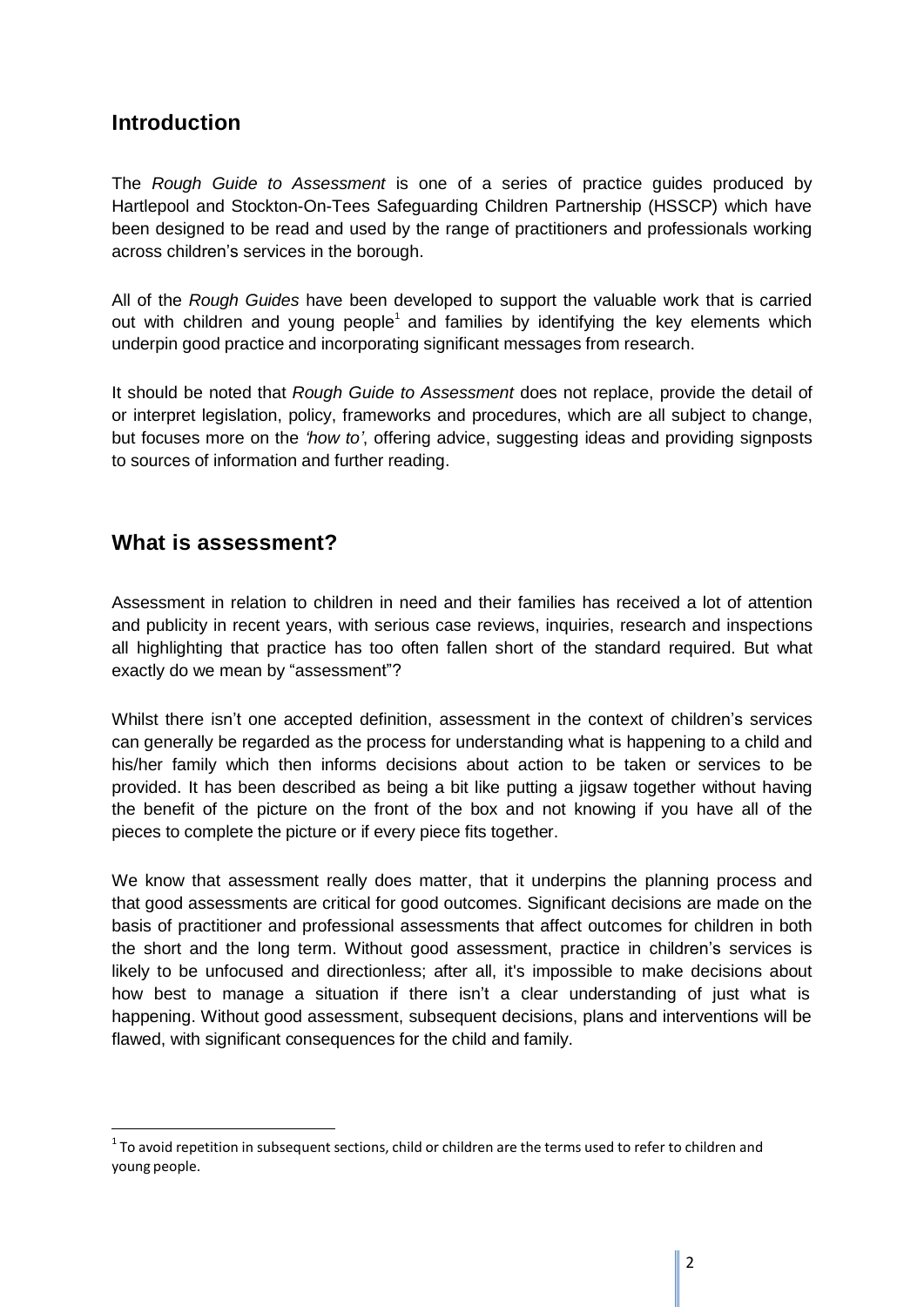## Introduction

The *Rough Guide to Assessment* is one of a series of practice guides produced by Hartlepool and Stockton-On-Tees Safeguarding Children Partnership (HSSCP) which have been designed to be read and used by the range of practitioners and professionals working across children's services in the borough.

All of the *Rough Guides* have been developed to support the valuable work that is carried out with children and young people[1] and families by identifying the key elements which underpin good practice and incorporating significant messages from research.

It should be noted that *Rough Guide to Assessment* does not replace, provide the detail of or interpret legislation, policy, frameworks and procedures, which are all subject to change, but focuses more on the *'how to'*, offering advice, suggesting ideas and providing signposts to sources of information and further reading.

## What is assessment?

Assessment in relation to children in need and their families has received a lot of attention and publicity in recent years, with serious case reviews, inquiries, research and inspections all highlighting that practice has too often fallen short of the standard required. But what exactly do we mean by "assessment"?

Whilst there isn't one accepted definition, assessment in the context of children's services can generally be regarded as the process for understanding what is happening to a child and his/her family which then informs decisions about action to be taken or services to be provided. It has been described as being a bit like putting a jigsaw together without having the benefit of the picture on the front of the box and not knowing if you have all of the pieces to complete the picture or if every piece fits together.

We know that assessment really does matter, that it underpins the planning process and that good assessments are critical for good outcomes. Significant decisions are made on the basis of practitioner and professional assessments that affect outcomes for children in both the short and the long term. Without good assessment, practice in children's services is likely to be unfocused and directionless; after all, it's impossible to make decisions about how best to manage a situation if there isn't a clear understanding of just what is happening. Without good assessment, subsequent decisions, plans and interventions will be flawed, with significant consequences for the child and family.

[1] To avoid repetition in subsequent sections, child or children are the terms used to refer to children and young people.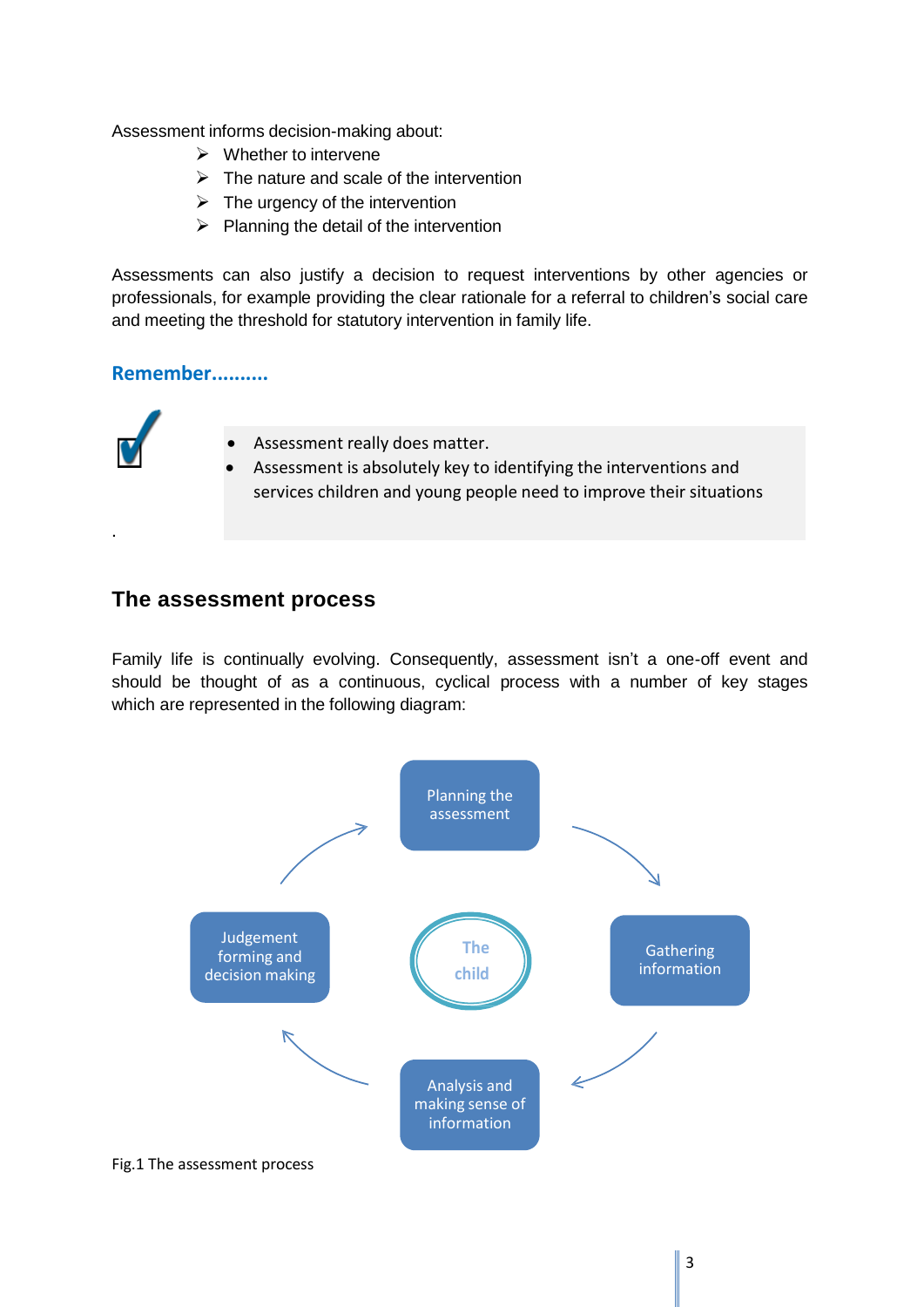Assessment informs decision-making about:

- Whether to intervene
- The nature and scale of the intervention
- The urgency of the intervention
- Planning the detail of the intervention

Assessments can also justify a decision to request interventions by other agencies or professionals, for example providing the clear rationale for a referral to children's social care and meeting the threshold for statutory intervention in family life.

**Remember..........**

- Assessment really does matter.
- Assessment is absolutely key to identifying the interventions and services children and young people need to improve their situations

## The assessment process

Family life is continually evolving. Consequently, assessment isn't a one-off event and should be thought of as a continuous, cyclical process with a number of key stages which are represented in the following diagram:

Planning the assessment → Gathering information → Analysis and making sense of information → Judgement forming and decision making → (back to Planning the assessment)

The child (centre)

Fig.1 The assessment process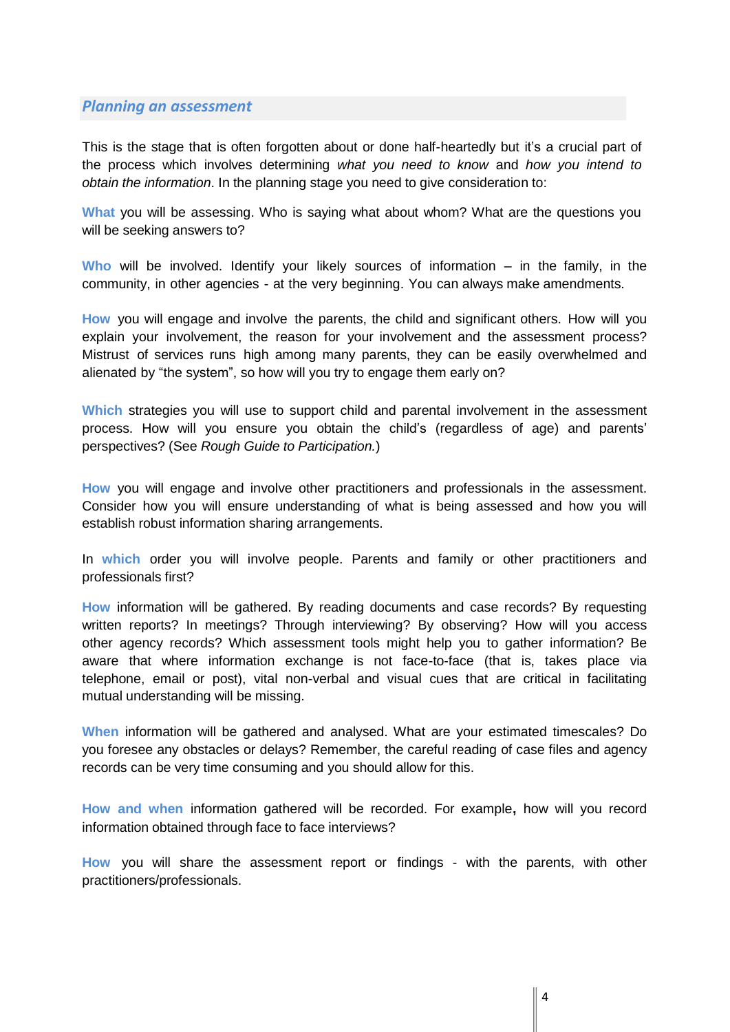## *Planning an assessment*

This is the stage that is often forgotten about or done half-heartedly but it's a crucial part of the process which involves determining *what you need to know* and *how you intend to obtain the information*. In the planning stage you need to give consideration to:

**What** you will be assessing. Who is saying what about whom? What are the questions you will be seeking answers to?

**Who** will be involved. Identify your likely sources of information – in the family, in the community, in other agencies - at the very beginning. You can always make amendments.

**How** you will engage and involve the parents, the child and significant others. How will you explain your involvement, the reason for your involvement and the assessment process? Mistrust of services runs high among many parents, they can be easily overwhelmed and alienated by "the system", so how will you try to engage them early on?

**Which** strategies you will use to support child and parental involvement in the assessment process. How will you ensure you obtain the child's (regardless of age) and parents' perspectives? (See *Rough Guide to Participation.*)

**How** you will engage and involve other practitioners and professionals in the assessment. Consider how you will ensure understanding of what is being assessed and how you will establish robust information sharing arrangements.

In **which** order you will involve people. Parents and family or other practitioners and professionals first?

**How** information will be gathered. By reading documents and case records? By requesting written reports? In meetings? Through interviewing? By observing? How will you access other agency records? Which assessment tools might help you to gather information? Be aware that where information exchange is not face-to-face (that is, takes place via telephone, email or post), vital non-verbal and visual cues that are critical in facilitating mutual understanding will be missing.

**When** information will be gathered and analysed. What are your estimated timescales? Do you foresee any obstacles or delays? Remember, the careful reading of case files and agency records can be very time consuming and you should allow for this.

**How and when** information gathered will be recorded. For example**,** how will you record information obtained through face to face interviews?

**How** you will share the assessment report or findings - with the parents, with other practitioners/professionals.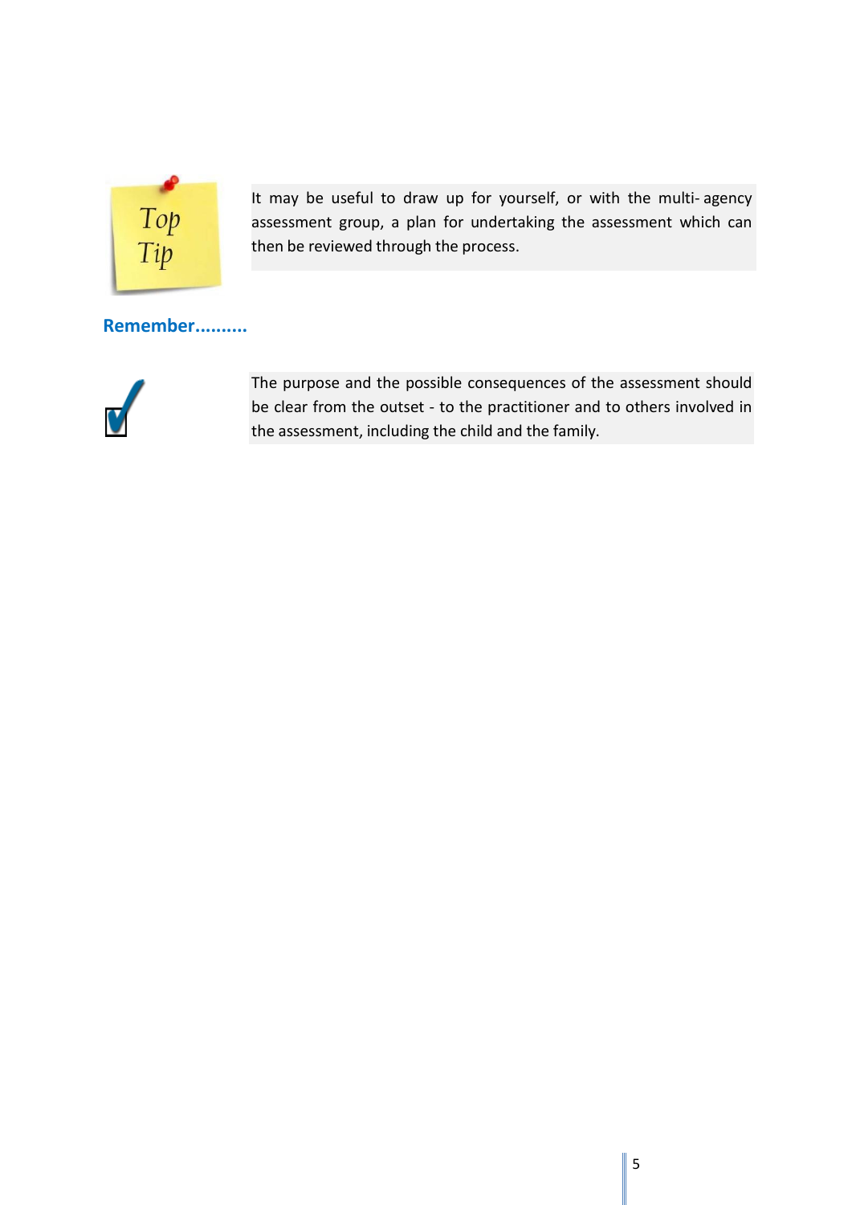Top Tip

It may be useful to draw up for yourself, or with the multi- agency assessment group, a plan for undertaking the assessment which can then be reviewed through the process.

**Remember..........**

The purpose and the possible consequences of the assessment should be clear from the outset - to the practitioner and to others involved in the assessment, including the child and the family.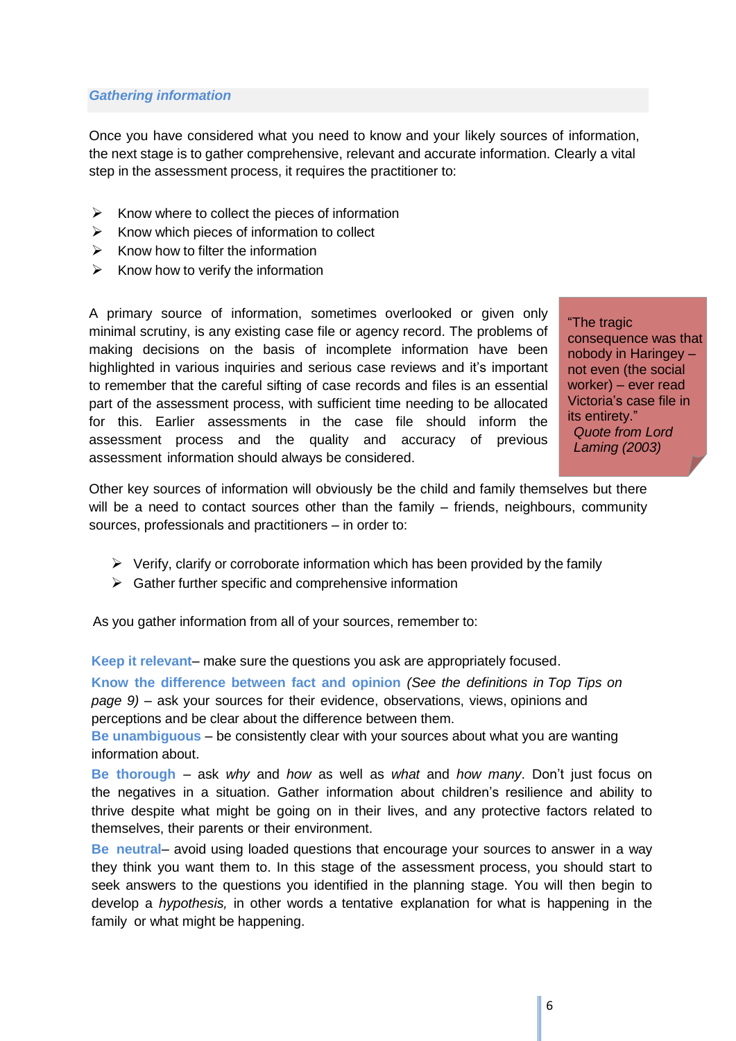### *Gathering information*

Once you have considered what you need to know and your likely sources of information, the next stage is to gather comprehensive, relevant and accurate information. Clearly a vital step in the assessment process, it requires the practitioner to:

- Know where to collect the pieces of information
- Know which pieces of information to collect
- Know how to filter the information
- Know how to verify the information

A primary source of information, sometimes overlooked or given only minimal scrutiny, is any existing case file or agency record. The problems of making decisions on the basis of incomplete information have been highlighted in various inquiries and serious case reviews and it's important to remember that the careful sifting of case records and files is an essential part of the assessment process, with sufficient time needing to be allocated for this. Earlier assessments in the case file should inform the assessment process and the quality and accuracy of previous assessment information should always be considered.

> "The tragic consequence was that nobody in Haringey – not even (the social worker) – ever read Victoria's case file in its entirety."
> *Quote from Lord Laming (2003)*

Other key sources of information will obviously be the child and family themselves but there will be a need to contact sources other than the family – friends, neighbours, community sources, professionals and practitioners – in order to:

- Verify, clarify or corroborate information which has been provided by the family
- Gather further specific and comprehensive information

As you gather information from all of your sources, remember to:

**Keep it relevant**– make sure the questions you ask are appropriately focused.

**Know the difference between fact and opinion** *(See the definitions in Top Tips on page 9)* – ask your sources for their evidence, observations, views, opinions and perceptions and be clear about the difference between them.

**Be unambiguous** – be consistently clear with your sources about what you are wanting information about.

**Be thorough** – ask *why* and *how* as well as *what* and *how many*. Don't just focus on the negatives in a situation. Gather information about children's resilience and ability to thrive despite what might be going on in their lives, and any protective factors related to themselves, their parents or their environment.

**Be neutral**– avoid using loaded questions that encourage your sources to answer in a way they think you want them to. In this stage of the assessment process, you should start to seek answers to the questions you identified in the planning stage. You will then begin to develop a *hypothesis,* in other words a tentative explanation for what is happening in the family or what might be happening.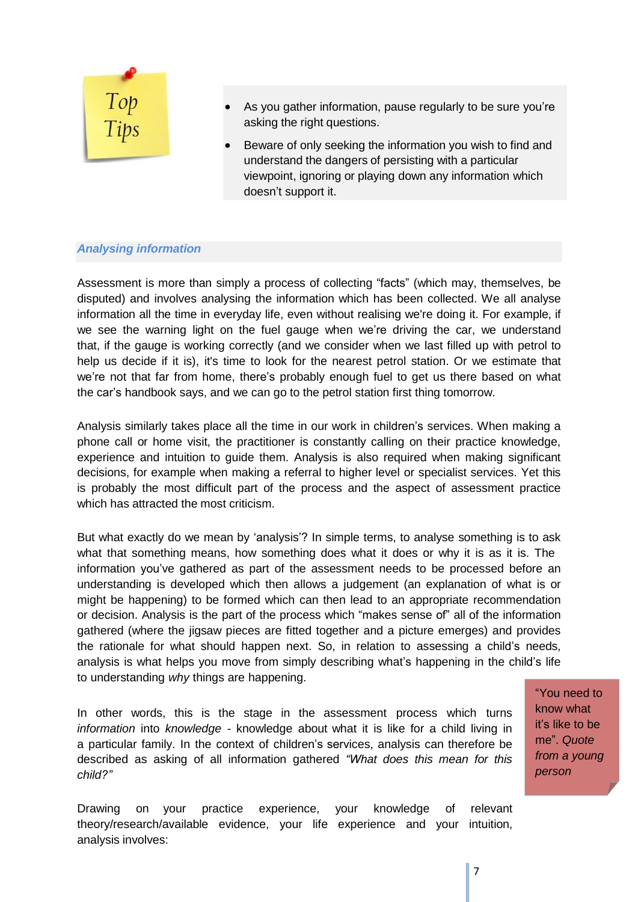**Top Tips**

- As you gather information, pause regularly to be sure you're asking the right questions.
- Beware of only seeking the information you wish to find and understand the dangers of persisting with a particular viewpoint, ignoring or playing down any information which doesn't support it.

### *Analysing information*

Assessment is more than simply a process of collecting "facts" (which may, themselves, be disputed) and involves analysing the information which has been collected. We all analyse information all the time in everyday life, even without realising we're doing it. For example, if we see the warning light on the fuel gauge when we're driving the car, we understand that, if the gauge is working correctly (and we consider when we last filled up with petrol to help us decide if it is), it's time to look for the nearest petrol station. Or we estimate that we're not that far from home, there's probably enough fuel to get us there based on what the car's handbook says, and we can go to the petrol station first thing tomorrow.

Analysis similarly takes place all the time in our work in children's services. When making a phone call or home visit, the practitioner is constantly calling on their practice knowledge, experience and intuition to guide them. Analysis is also required when making significant decisions, for example when making a referral to higher level or specialist services. Yet this is probably the most difficult part of the process and the aspect of assessment practice which has attracted the most criticism.

But what exactly do we mean by 'analysis'? In simple terms, to analyse something is to ask what that something means, how something does what it does or why it is as it is. The information you've gathered as part of the assessment needs to be processed before an understanding is developed which then allows a judgement (an explanation of what is or might be happening) to be formed which can then lead to an appropriate recommendation or decision. Analysis is the part of the process which "makes sense of" all of the information gathered (where the jigsaw pieces are fitted together and a picture emerges) and provides the rationale for what should happen next. So, in relation to assessing a child's needs, analysis is what helps you move from simply describing what's happening in the child's life to understanding *why* things are happening.

In other words, this is the stage in the assessment process which turns *information* into *knowledge* - knowledge about what it is like for a child living in a particular family. In the context of children's services, analysis can therefore be described as asking of all information gathered *"What does this mean for this child?"*

> "You need to know what it's like to be me". *Quote from a young person*

Drawing on your practice experience, your knowledge of relevant theory/research/available evidence, your life experience and your intuition, analysis involves: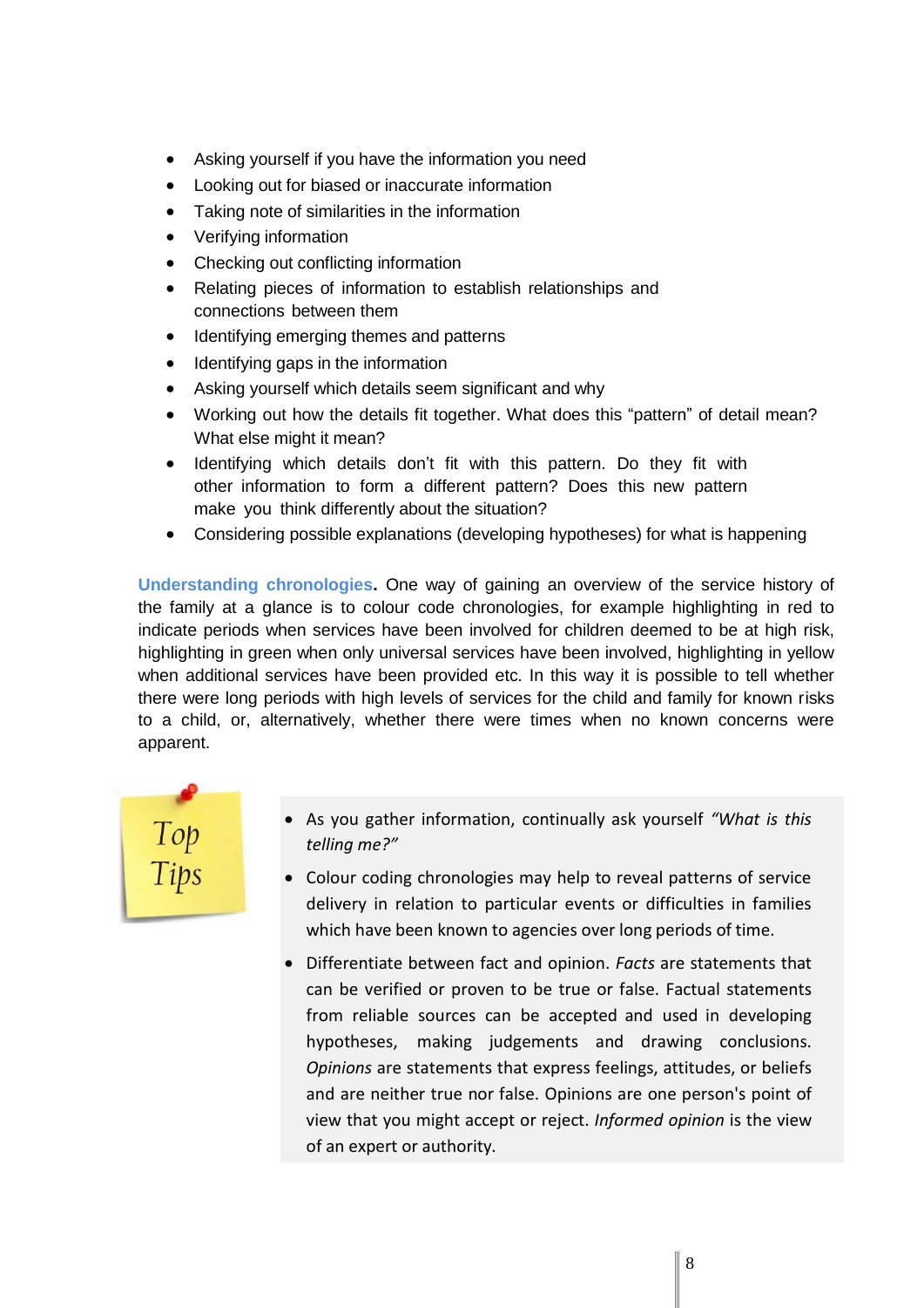- Asking yourself if you have the information you need
- Looking out for biased or inaccurate information
- Taking note of similarities in the information
- Verifying information
- Checking out conflicting information
- Relating pieces of information to establish relationships and connections between them
- Identifying emerging themes and patterns
- Identifying gaps in the information
- Asking yourself which details seem significant and why
- Working out how the details fit together. What does this "pattern" of detail mean? What else might it mean?
- Identifying which details don't fit with this pattern. Do they fit with other information to form a different pattern? Does this new pattern make you think differently about the situation?
- Considering possible explanations (developing hypotheses) for what is happening

**Understanding chronologies.** One way of gaining an overview of the service history of the family at a glance is to colour code chronologies, for example highlighting in red to indicate periods when services have been involved for children deemed to be at high risk, highlighting in green when only universal services have been involved, highlighting in yellow when additional services have been provided etc. In this way it is possible to tell whether there were long periods with high levels of services for the child and family for known risks to a child, or, alternatively, whether there were times when no known concerns were apparent.

**Top Tips**

- As you gather information, continually ask yourself *"What is this telling me?"*
- Colour coding chronologies may help to reveal patterns of service delivery in relation to particular events or difficulties in families which have been known to agencies over long periods of time.
- Differentiate between fact and opinion. *Facts* are statements that can be verified or proven to be true or false. Factual statements from reliable sources can be accepted and used in developing hypotheses, making judgements and drawing conclusions. *Opinions* are statements that express feelings, attitudes, or beliefs and are neither true nor false. Opinions are one person's point of view that you might accept or reject. *Informed opinion* is the view of an expert or authority.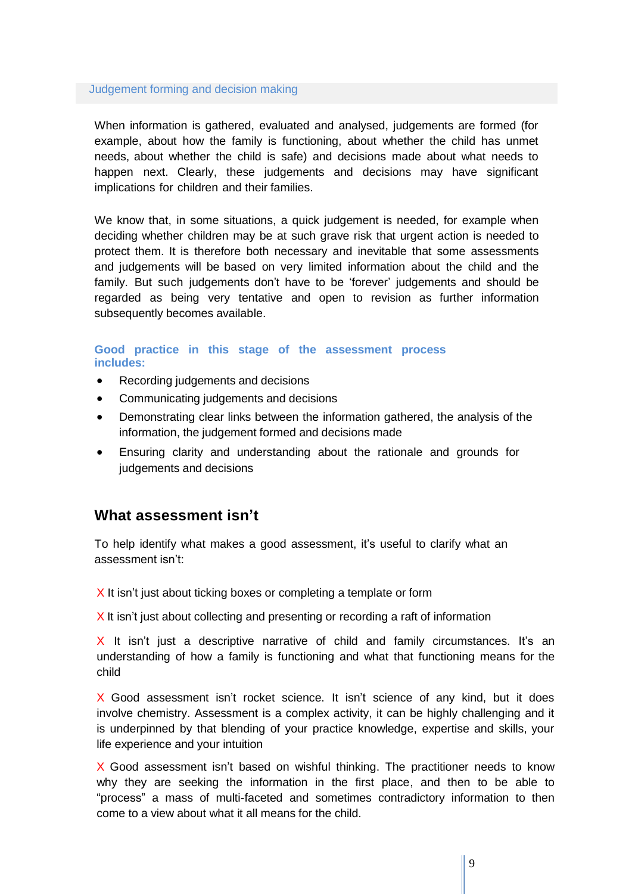### Judgement forming and decision making

When information is gathered, evaluated and analysed, judgements are formed (for example, about how the family is functioning, about whether the child has unmet needs, about whether the child is safe) and decisions made about what needs to happen next. Clearly, these judgements and decisions may have significant implications for children and their families.

We know that, in some situations, a quick judgement is needed, for example when deciding whether children may be at such grave risk that urgent action is needed to protect them. It is therefore both necessary and inevitable that some assessments and judgements will be based on very limited information about the child and the family. But such judgements don't have to be 'forever' judgements and should be regarded as being very tentative and open to revision as further information subsequently becomes available.

**Good practice in this stage of the assessment process includes:**

- Recording judgements and decisions
- Communicating judgements and decisions
- Demonstrating clear links between the information gathered, the analysis of the information, the judgement formed and decisions made
- Ensuring clarity and understanding about the rationale and grounds for judgements and decisions

## What assessment isn't

To help identify what makes a good assessment, it's useful to clarify what an assessment isn't:

X It isn't just about ticking boxes or completing a template or form

X It isn't just about collecting and presenting or recording a raft of information

X It isn't just a descriptive narrative of child and family circumstances. It's an understanding of how a family is functioning and what that functioning means for the child

X Good assessment isn't rocket science. It isn't science of any kind, but it does involve chemistry. Assessment is a complex activity, it can be highly challenging and it is underpinned by that blending of your practice knowledge, expertise and skills, your life experience and your intuition

X Good assessment isn't based on wishful thinking. The practitioner needs to know why they are seeking the information in the first place, and then to be able to "process" a mass of multi-faceted and sometimes contradictory information to then come to a view about what it all means for the child.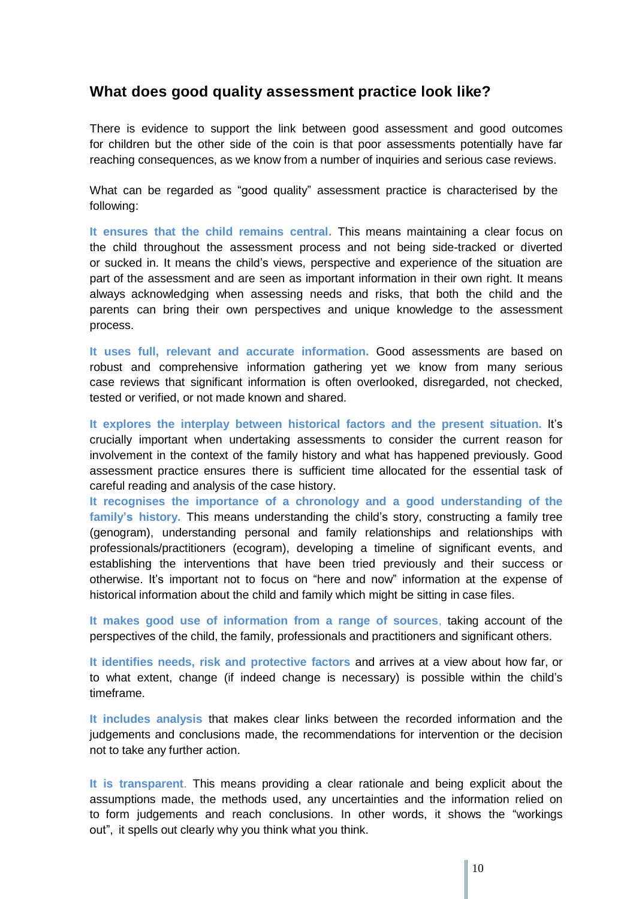## What does good quality assessment practice look like?

There is evidence to support the link between good assessment and good outcomes for children but the other side of the coin is that poor assessments potentially have far reaching consequences, as we know from a number of inquiries and serious case reviews.

What can be regarded as "good quality" assessment practice is characterised by the following:

**It ensures that the child remains central.** This means maintaining a clear focus on the child throughout the assessment process and not being side-tracked or diverted or sucked in. It means the child's views, perspective and experience of the situation are part of the assessment and are seen as important information in their own right. It means always acknowledging when assessing needs and risks, that both the child and the parents can bring their own perspectives and unique knowledge to the assessment process.

**It uses full, relevant and accurate information.** Good assessments are based on robust and comprehensive information gathering yet we know from many serious case reviews that significant information is often overlooked, disregarded, not checked, tested or verified, or not made known and shared.

**It explores the interplay between historical factors and the present situation.** It's crucially important when undertaking assessments to consider the current reason for involvement in the context of the family history and what has happened previously. Good assessment practice ensures there is sufficient time allocated for the essential task of careful reading and analysis of the case history.

**It recognises the importance of a chronology and a good understanding of the family's history.** This means understanding the child's story, constructing a family tree (genogram), understanding personal and family relationships and relationships with professionals/practitioners (ecogram), developing a timeline of significant events, and establishing the interventions that have been tried previously and their success or otherwise. It's important not to focus on "here and now" information at the expense of historical information about the child and family which might be sitting in case files.

**It makes good use of information from a range of sources**, taking account of the perspectives of the child, the family, professionals and practitioners and significant others.

**It identifies needs, risk and protective factors** and arrives at a view about how far, or to what extent, change (if indeed change is necessary) is possible within the child's timeframe.

**It includes analysis** that makes clear links between the recorded information and the judgements and conclusions made, the recommendations for intervention or the decision not to take any further action.

**It is transparent**. This means providing a clear rationale and being explicit about the assumptions made, the methods used, any uncertainties and the information relied on to form judgements and reach conclusions. In other words, it shows the "workings out", it spells out clearly why you think what you think.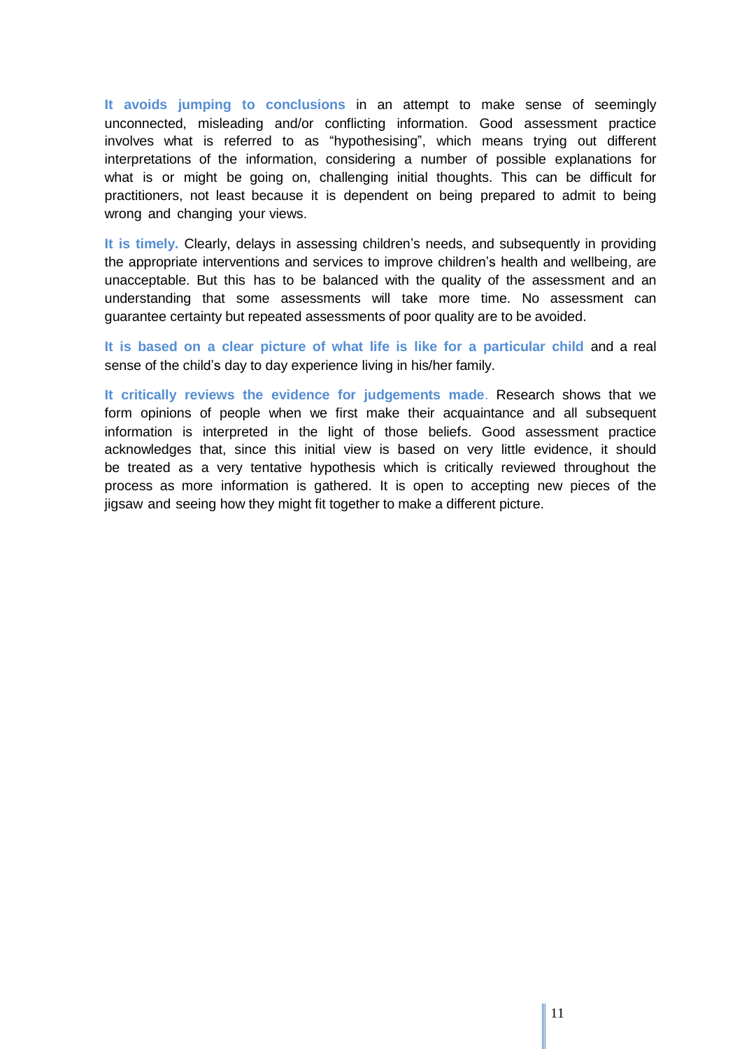**It avoids jumping to conclusions** in an attempt to make sense of seemingly unconnected, misleading and/or conflicting information. Good assessment practice involves what is referred to as "hypothesising", which means trying out different interpretations of the information, considering a number of possible explanations for what is or might be going on, challenging initial thoughts. This can be difficult for practitioners, not least because it is dependent on being prepared to admit to being wrong and changing your views.

**It is timely.** Clearly, delays in assessing children's needs, and subsequently in providing the appropriate interventions and services to improve children's health and wellbeing, are unacceptable. But this has to be balanced with the quality of the assessment and an understanding that some assessments will take more time. No assessment can guarantee certainty but repeated assessments of poor quality are to be avoided.

**It is based on a clear picture of what life is like for a particular child** and a real sense of the child's day to day experience living in his/her family.

**It critically reviews the evidence for judgements made**. Research shows that we form opinions of people when we first make their acquaintance and all subsequent information is interpreted in the light of those beliefs. Good assessment practice acknowledges that, since this initial view is based on very little evidence, it should be treated as a very tentative hypothesis which is critically reviewed throughout the process as more information is gathered. It is open to accepting new pieces of the jigsaw and seeing how they might fit together to make a different picture.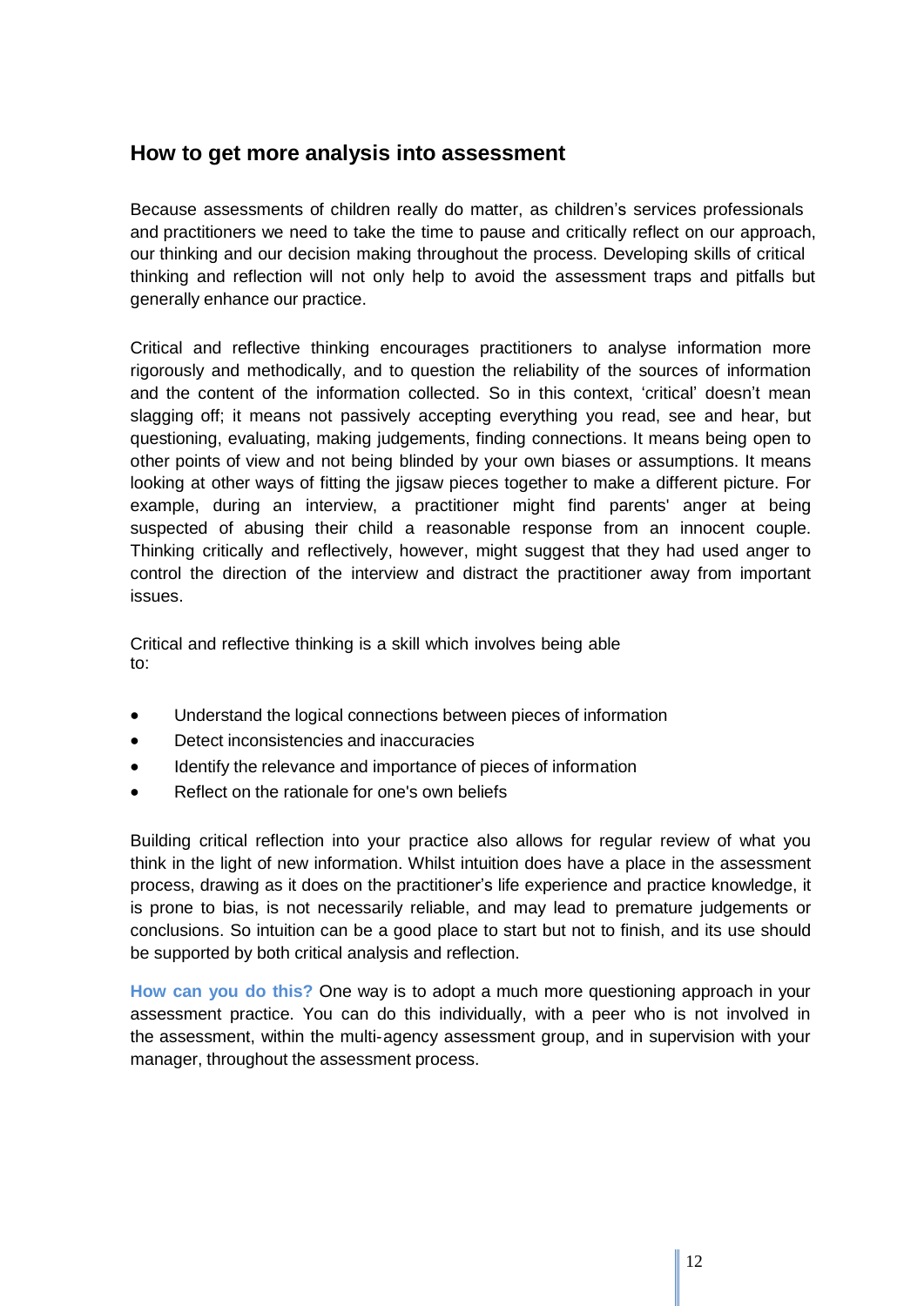## How to get more analysis into assessment

Because assessments of children really do matter, as children's services professionals and practitioners we need to take the time to pause and critically reflect on our approach, our thinking and our decision making throughout the process. Developing skills of critical thinking and reflection will not only help to avoid the assessment traps and pitfalls but generally enhance our practice.

Critical and reflective thinking encourages practitioners to analyse information more rigorously and methodically, and to question the reliability of the sources of information and the content of the information collected. So in this context, 'critical' doesn't mean slagging off; it means not passively accepting everything you read, see and hear, but questioning, evaluating, making judgements, finding connections. It means being open to other points of view and not being blinded by your own biases or assumptions. It means looking at other ways of fitting the jigsaw pieces together to make a different picture. For example, during an interview, a practitioner might find parents' anger at being suspected of abusing their child a reasonable response from an innocent couple. Thinking critically and reflectively, however, might suggest that they had used anger to control the direction of the interview and distract the practitioner away from important issues.

Critical and reflective thinking is a skill which involves being able to:

- Understand the logical connections between pieces of information
- Detect inconsistencies and inaccuracies
- Identify the relevance and importance of pieces of information
- Reflect on the rationale for one's own beliefs

Building critical reflection into your practice also allows for regular review of what you think in the light of new information. Whilst intuition does have a place in the assessment process, drawing as it does on the practitioner's life experience and practice knowledge, it is prone to bias, is not necessarily reliable, and may lead to premature judgements or conclusions. So intuition can be a good place to start but not to finish, and its use should be supported by both critical analysis and reflection.

**How can you do this?** One way is to adopt a much more questioning approach in your assessment practice. You can do this individually, with a peer who is not involved in the assessment, within the multi-agency assessment group, and in supervision with your manager, throughout the assessment process.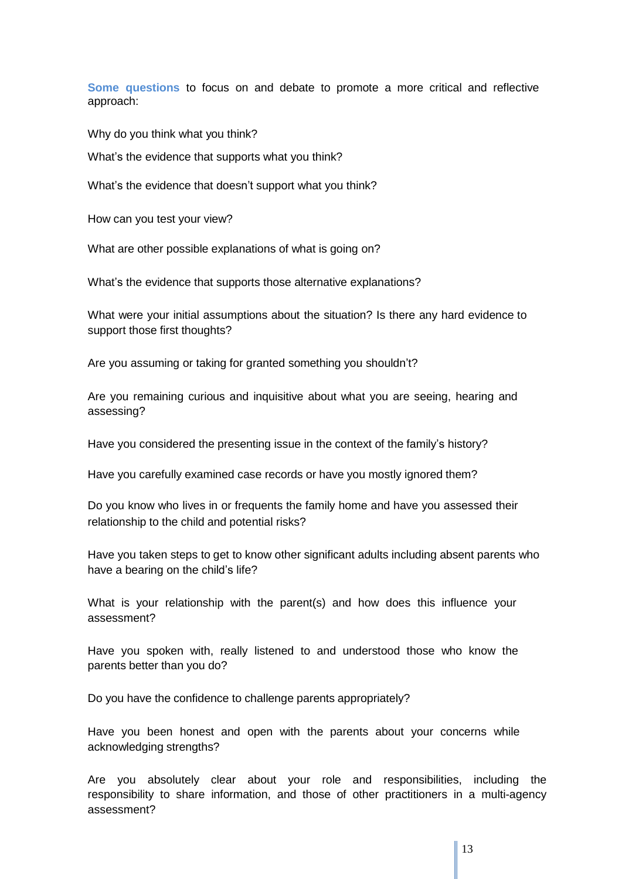**Some questions** to focus on and debate to promote a more critical and reflective approach:

Why do you think what you think?

What's the evidence that supports what you think?

What's the evidence that doesn't support what you think?

How can you test your view?

What are other possible explanations of what is going on?

What's the evidence that supports those alternative explanations?

What were your initial assumptions about the situation? Is there any hard evidence to support those first thoughts?

Are you assuming or taking for granted something you shouldn't?

Are you remaining curious and inquisitive about what you are seeing, hearing and assessing?

Have you considered the presenting issue in the context of the family's history?

Have you carefully examined case records or have you mostly ignored them?

Do you know who lives in or frequents the family home and have you assessed their relationship to the child and potential risks?

Have you taken steps to get to know other significant adults including absent parents who have a bearing on the child's life?

What is your relationship with the parent(s) and how does this influence your assessment?

Have you spoken with, really listened to and understood those who know the parents better than you do?

Do you have the confidence to challenge parents appropriately?

Have you been honest and open with the parents about your concerns while acknowledging strengths?

Are you absolutely clear about your role and responsibilities, including the responsibility to share information, and those of other practitioners in a multi-agency assessment?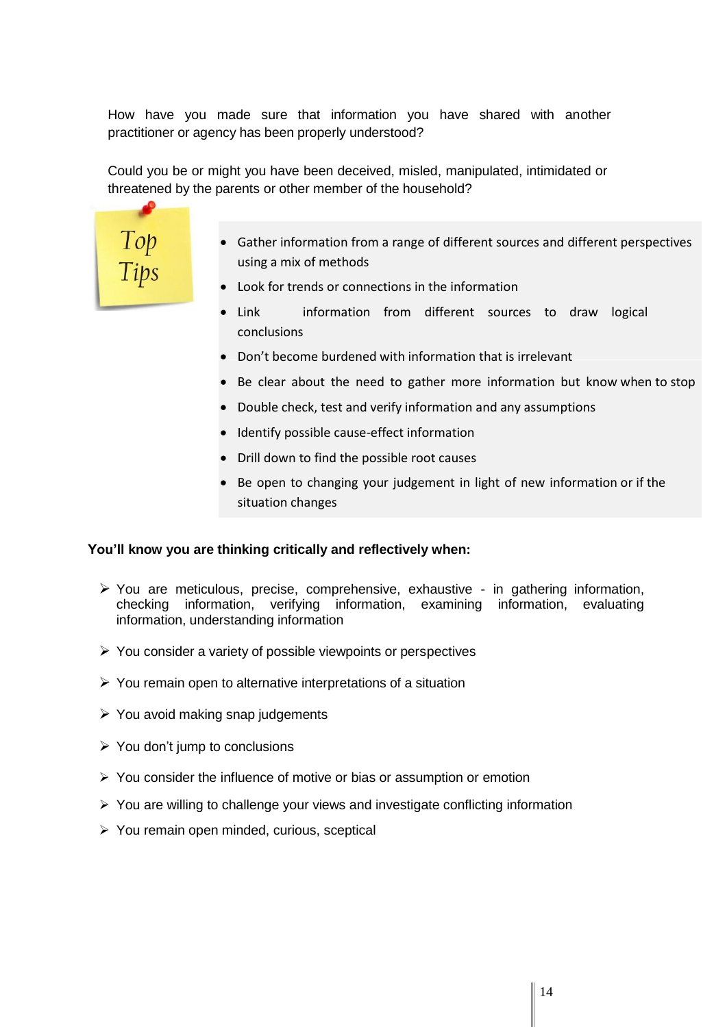How have you made sure that information you have shared with another practitioner or agency has been properly understood?

Could you be or might you have been deceived, misled, manipulated, intimidated or threatened by the parents or other member of the household?

*Top Tips*

- Gather information from a range of different sources and different perspectives using a mix of methods
- Look for trends or connections in the information
- Link information from different sources to draw logical conclusions
- Don't become burdened with information that is irrelevant
- Be clear about the need to gather more information but know when to stop
- Double check, test and verify information and any assumptions
- Identify possible cause-effect information
- Drill down to find the possible root causes
- Be open to changing your judgement in light of new information or if the situation changes

**You'll know you are thinking critically and reflectively when:**

- You are meticulous, precise, comprehensive, exhaustive - in gathering information, checking information, verifying information, examining information, evaluating information, understanding information
- You consider a variety of possible viewpoints or perspectives
- You remain open to alternative interpretations of a situation
- You avoid making snap judgements
- You don't jump to conclusions
- You consider the influence of motive or bias or assumption or emotion
- You are willing to challenge your views and investigate conflicting information
- You remain open minded, curious, sceptical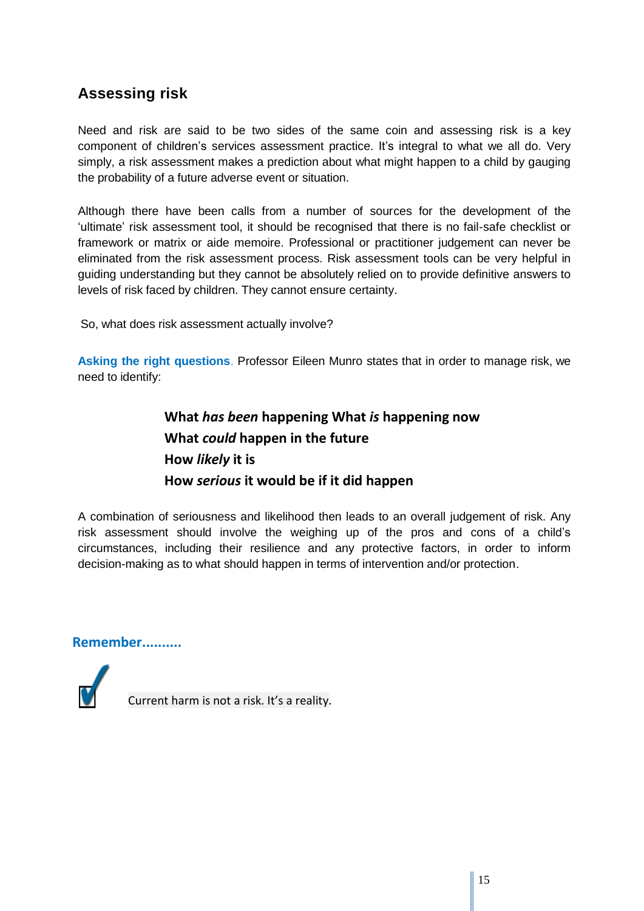## Assessing risk

Need and risk are said to be two sides of the same coin and assessing risk is a key component of children's services assessment practice. It's integral to what we all do. Very simply, a risk assessment makes a prediction about what might happen to a child by gauging the probability of a future adverse event or situation.

Although there have been calls from a number of sources for the development of the 'ultimate' risk assessment tool, it should be recognised that there is no fail-safe checklist or framework or matrix or aide memoire. Professional or practitioner judgement can never be eliminated from the risk assessment process. Risk assessment tools can be very helpful in guiding understanding but they cannot be absolutely relied on to provide definitive answers to levels of risk faced by children. They cannot ensure certainty.

So, what does risk assessment actually involve?

**Asking the right questions**. Professor Eileen Munro states that in order to manage risk, we need to identify:

**What *has been* happening What *is* happening now**
**What *could* happen in the future**
**How *likely* it is**
**How *serious* it would be if it did happen**

A combination of seriousness and likelihood then leads to an overall judgement of risk. Any risk assessment should involve the weighing up of the pros and cons of a child's circumstances, including their resilience and any protective factors, in order to inform decision-making as to what should happen in terms of intervention and/or protection.

**Remember..........**

- [x] Current harm is not a risk. It's a reality.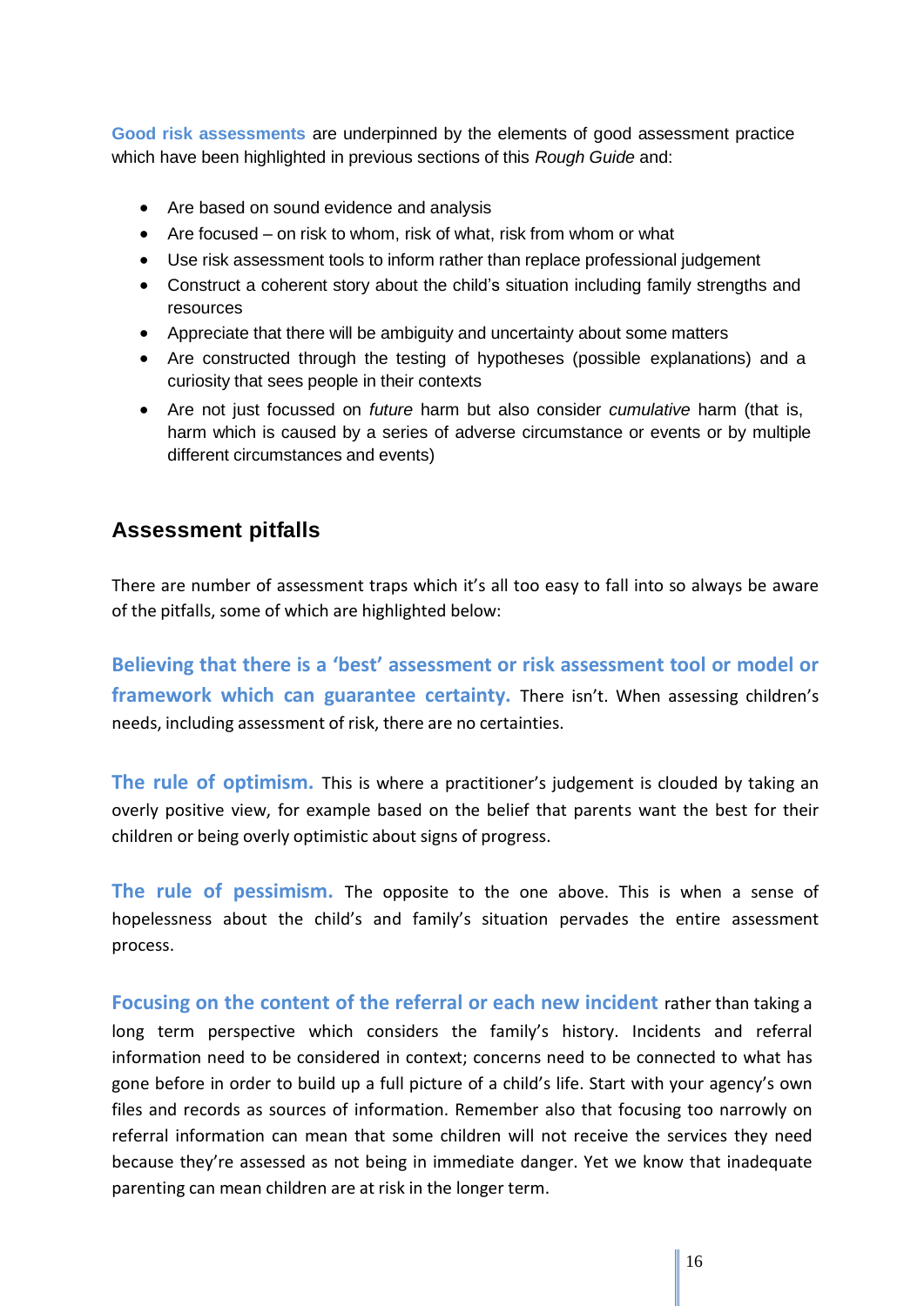**Good risk assessments** are underpinned by the elements of good assessment practice which have been highlighted in previous sections of this *Rough Guide* and:

- Are based on sound evidence and analysis
- Are focused – on risk to whom, risk of what, risk from whom or what
- Use risk assessment tools to inform rather than replace professional judgement
- Construct a coherent story about the child's situation including family strengths and resources
- Appreciate that there will be ambiguity and uncertainty about some matters
- Are constructed through the testing of hypotheses (possible explanations) and a curiosity that sees people in their contexts
- Are not just focussed on *future* harm but also consider *cumulative* harm (that is, harm which is caused by a series of adverse circumstance or events or by multiple different circumstances and events)

## Assessment pitfalls

There are number of assessment traps which it's all too easy to fall into so always be aware of the pitfalls, some of which are highlighted below:

**Believing that there is a 'best' assessment or risk assessment tool or model or framework which can guarantee certainty.** There isn't. When assessing children's needs, including assessment of risk, there are no certainties.

**The rule of optimism.** This is where a practitioner's judgement is clouded by taking an overly positive view, for example based on the belief that parents want the best for their children or being overly optimistic about signs of progress.

**The rule of pessimism.** The opposite to the one above. This is when a sense of hopelessness about the child's and family's situation pervades the entire assessment process.

**Focusing on the content of the referral or each new incident** rather than taking a long term perspective which considers the family's history. Incidents and referral information need to be considered in context; concerns need to be connected to what has gone before in order to build up a full picture of a child's life. Start with your agency's own files and records as sources of information. Remember also that focusing too narrowly on referral information can mean that some children will not receive the services they need because they're assessed as not being in immediate danger. Yet we know that inadequate parenting can mean children are at risk in the longer term.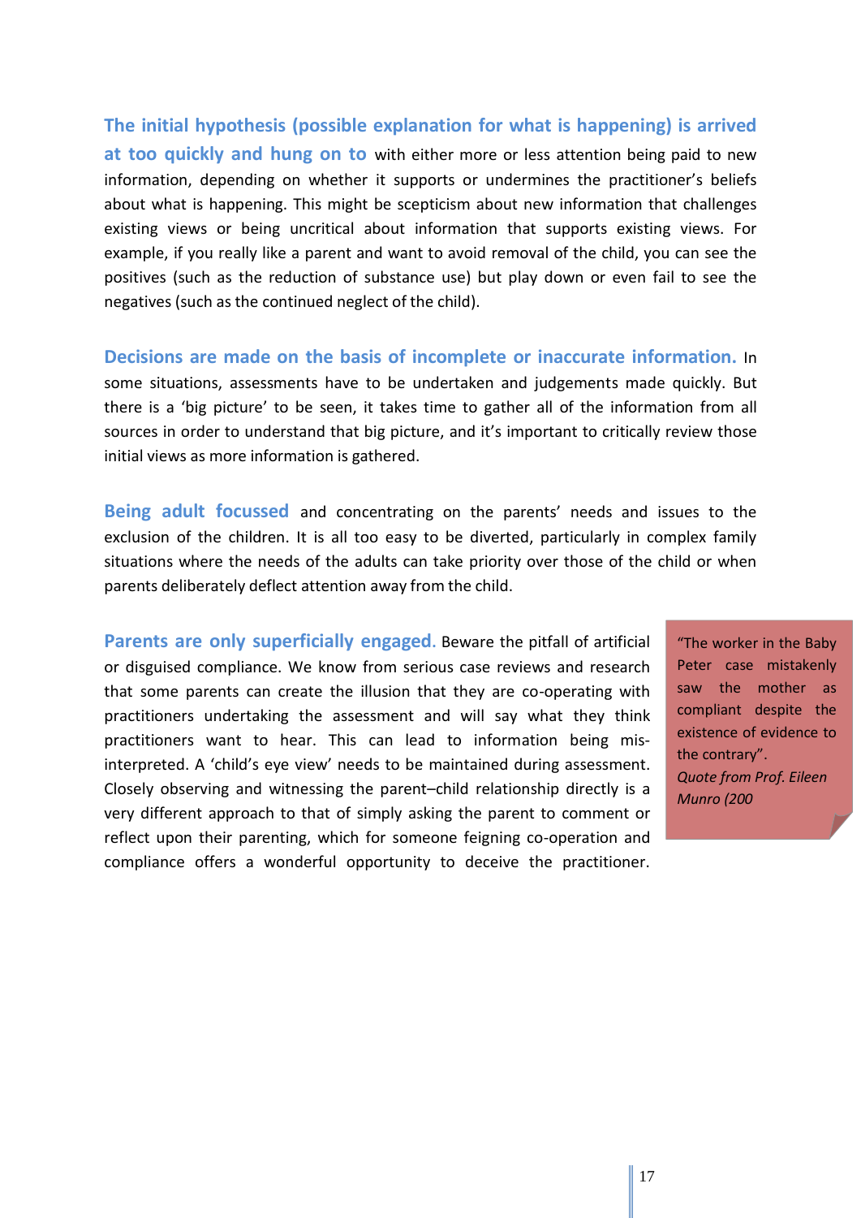**The initial hypothesis (possible explanation for what is happening) is arrived at too quickly and hung on to** with either more or less attention being paid to new information, depending on whether it supports or undermines the practitioner's beliefs about what is happening. This might be scepticism about new information that challenges existing views or being uncritical about information that supports existing views. For example, if you really like a parent and want to avoid removal of the child, you can see the positives (such as the reduction of substance use) but play down or even fail to see the negatives (such as the continued neglect of the child).

**Decisions are made on the basis of incomplete or inaccurate information.** In some situations, assessments have to be undertaken and judgements made quickly. But there is a 'big picture' to be seen, it takes time to gather all of the information from all sources in order to understand that big picture, and it's important to critically review those initial views as more information is gathered.

**Being adult focussed** and concentrating on the parents' needs and issues to the exclusion of the children. It is all too easy to be diverted, particularly in complex family situations where the needs of the adults can take priority over those of the child or when parents deliberately deflect attention away from the child.

**Parents are only superficially engaged.** Beware the pitfall of artificial or disguised compliance. We know from serious case reviews and research that some parents can create the illusion that they are co-operating with practitioners undertaking the assessment and will say what they think practitioners want to hear. This can lead to information being mis-interpreted. A 'child's eye view' needs to be maintained during assessment. Closely observing and witnessing the parent–child relationship directly is a very different approach to that of simply asking the parent to comment or reflect upon their parenting, which for someone feigning co-operation and compliance offers a wonderful opportunity to deceive the practitioner.

> "The worker in the Baby Peter case mistakenly saw the mother as compliant despite the existence of evidence to the contrary".
> *Quote from Prof. Eileen Munro (200*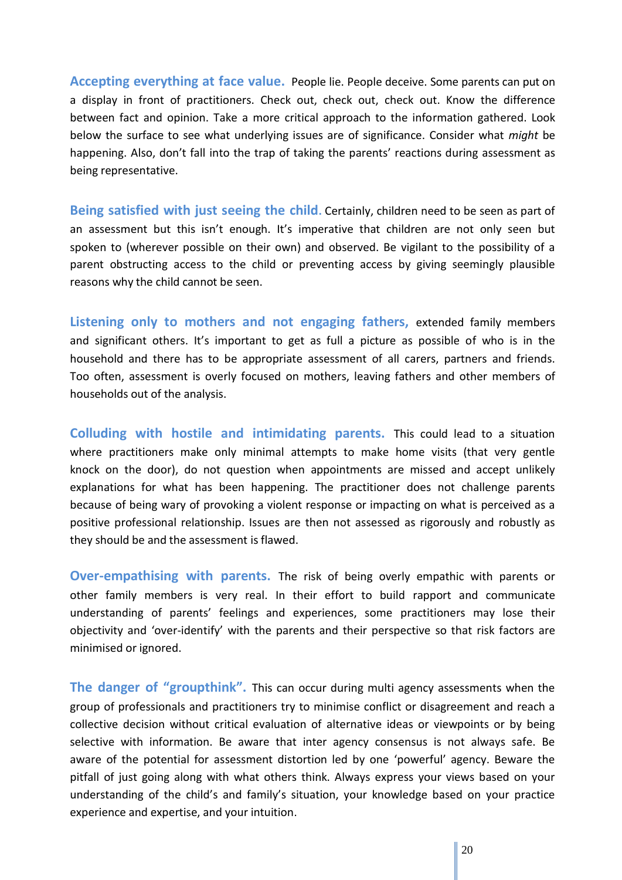**Accepting everything at face value.** People lie. People deceive. Some parents can put on a display in front of practitioners. Check out, check out, check out. Know the difference between fact and opinion. Take a more critical approach to the information gathered. Look below the surface to see what underlying issues are of significance. Consider what *might* be happening. Also, don't fall into the trap of taking the parents' reactions during assessment as being representative.

**Being satisfied with just seeing the child.** Certainly, children need to be seen as part of an assessment but this isn't enough. It's imperative that children are not only seen but spoken to (wherever possible on their own) and observed. Be vigilant to the possibility of a parent obstructing access to the child or preventing access by giving seemingly plausible reasons why the child cannot be seen.

**Listening only to mothers and not engaging fathers,** extended family members and significant others. It's important to get as full a picture as possible of who is in the household and there has to be appropriate assessment of all carers, partners and friends. Too often, assessment is overly focused on mothers, leaving fathers and other members of households out of the analysis.

**Colluding with hostile and intimidating parents.** This could lead to a situation where practitioners make only minimal attempts to make home visits (that very gentle knock on the door), do not question when appointments are missed and accept unlikely explanations for what has been happening. The practitioner does not challenge parents because of being wary of provoking a violent response or impacting on what is perceived as a positive professional relationship. Issues are then not assessed as rigorously and robustly as they should be and the assessment is flawed.

**Over-empathising with parents.** The risk of being overly empathic with parents or other family members is very real. In their effort to build rapport and communicate understanding of parents' feelings and experiences, some practitioners may lose their objectivity and 'over-identify' with the parents and their perspective so that risk factors are minimised or ignored.

**The danger of "groupthink".** This can occur during multi agency assessments when the group of professionals and practitioners try to minimise conflict or disagreement and reach a collective decision without critical evaluation of alternative ideas or viewpoints or by being selective with information. Be aware that inter agency consensus is not always safe. Be aware of the potential for assessment distortion led by one 'powerful' agency. Beware the pitfall of just going along with what others think. Always express your views based on your understanding of the child's and family's situation, your knowledge based on your practice experience and expertise, and your intuition.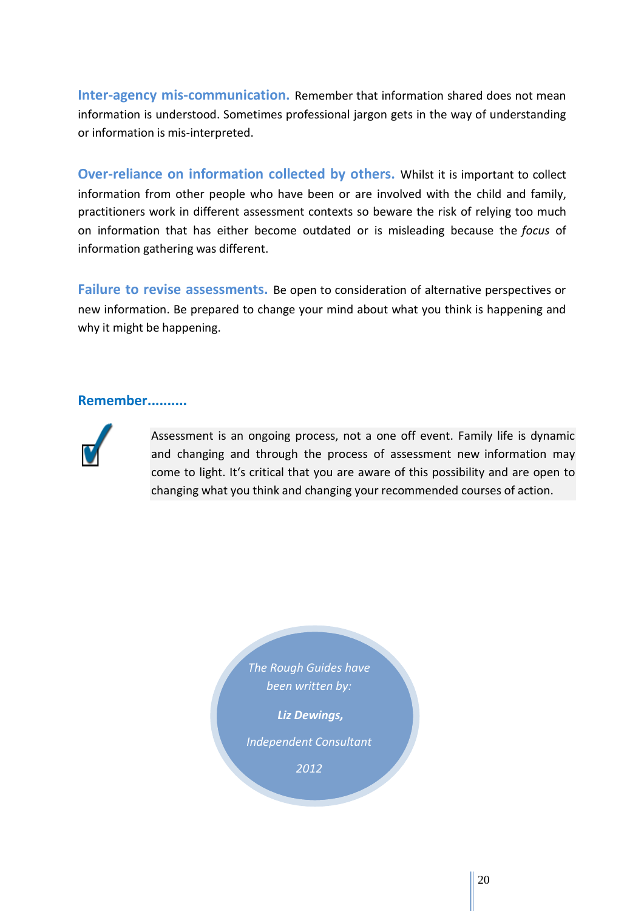**Inter-agency mis-communication.** Remember that information shared does not mean information is understood. Sometimes professional jargon gets in the way of understanding or information is mis-interpreted.

**Over-reliance on information collected by others.** Whilst it is important to collect information from other people who have been or are involved with the child and family, practitioners work in different assessment contexts so beware the risk of relying too much on information that has either become outdated or is misleading because the *focus* of information gathering was different.

**Failure to revise assessments.** Be open to consideration of alternative perspectives or new information. Be prepared to change your mind about what you think is happening and why it might be happening.

**Remember..........**

Assessment is an ongoing process, not a one off event. Family life is dynamic and changing and through the process of assessment new information may come to light. It's critical that you are aware of this possibility and are open to changing what you think and changing your recommended courses of action.

*The Rough Guides have been written by:*

***Liz Dewings,***

*Independent Consultant*

*2012*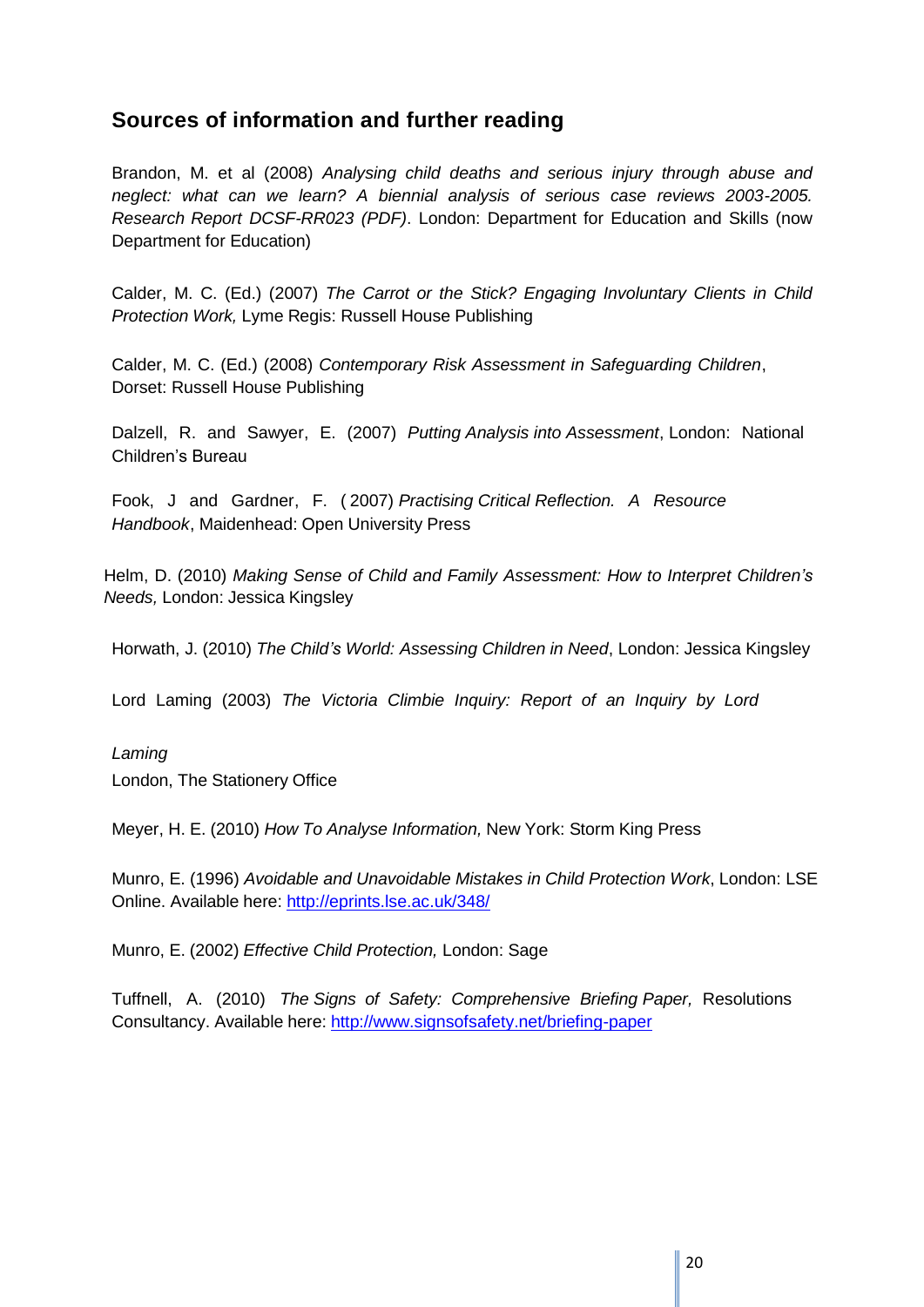## Sources of information and further reading

Brandon, M. et al (2008) *Analysing child deaths and serious injury through abuse and neglect: what can we learn? A biennial analysis of serious case reviews 2003-2005. Research Report DCSF-RR023 (PDF)*. London: Department for Education and Skills (now Department for Education)

Calder, M. C. (Ed.) (2007) *The Carrot or the Stick? Engaging Involuntary Clients in Child Protection Work,* Lyme Regis: Russell House Publishing

Calder, M. C. (Ed.) (2008) *Contemporary Risk Assessment in Safeguarding Children*, Dorset: Russell House Publishing

Dalzell, R. and Sawyer, E. (2007) *Putting Analysis into Assessment*, London: National Children's Bureau

Fook, J and Gardner, F. ( 2007) *Practising Critical Reflection. A Resource Handbook*, Maidenhead: Open University Press

Helm, D. (2010) *Making Sense of Child and Family Assessment: How to Interpret Children's Needs,* London: Jessica Kingsley

Horwath, J. (2010) *The Child's World: Assessing Children in Need*, London: Jessica Kingsley

Lord Laming (2003) *The Victoria Climbie Inquiry: Report of an Inquiry by Lord Laming*
London, The Stationery Office

Meyer, H. E. (2010) *How To Analyse Information,* New York: Storm King Press

Munro, E. (1996) *Avoidable and Unavoidable Mistakes in Child Protection Work*, London: LSE Online. Available here: http://eprints.lse.ac.uk/348/

Munro, E. (2002) *Effective Child Protection,* London: Sage

Tuffnell, A. (2010) *The Signs of Safety: Comprehensive Briefing Paper,* Resolutions Consultancy. Available here: http://www.signsofsafety.net/briefing-paper